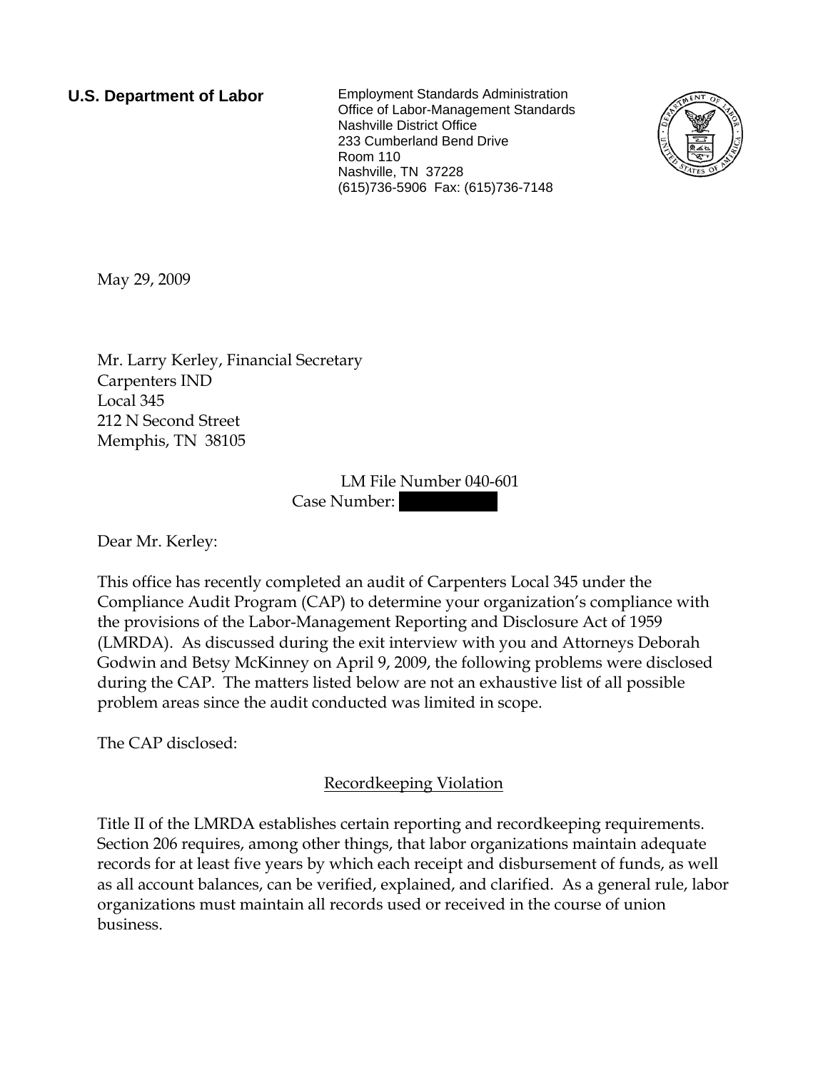**U.S. Department of Labor**

Employment Standards Administration
Office of Labor-Management Standards
Nashville District Office
233 Cumberland Bend Drive
Room 110
Nashville, TN 37228
(615)736-5906 Fax: (615)736-7148

May 29, 2009

Mr. Larry Kerley, Financial Secretary
Carpenters IND
Local 345
212 N Second Street
Memphis, TN 38105

LM File Number 040-601
Case Number: 

Dear Mr. Kerley:

This office has recently completed an audit of Carpenters Local 345 under the Compliance Audit Program (CAP) to determine your organization's compliance with the provisions of the Labor-Management Reporting and Disclosure Act of 1959 (LMRDA). As discussed during the exit interview with you and Attorneys Deborah Godwin and Betsy McKinney on April 9, 2009, the following problems were disclosed during the CAP. The matters listed below are not an exhaustive list of all possible problem areas since the audit conducted was limited in scope.

The CAP disclosed:

Recordkeeping Violation

Title II of the LMRDA establishes certain reporting and recordkeeping requirements. Section 206 requires, among other things, that labor organizations maintain adequate records for at least five years by which each receipt and disbursement of funds, as well as all account balances, can be verified, explained, and clarified. As a general rule, labor organizations must maintain all records used or received in the course of union business.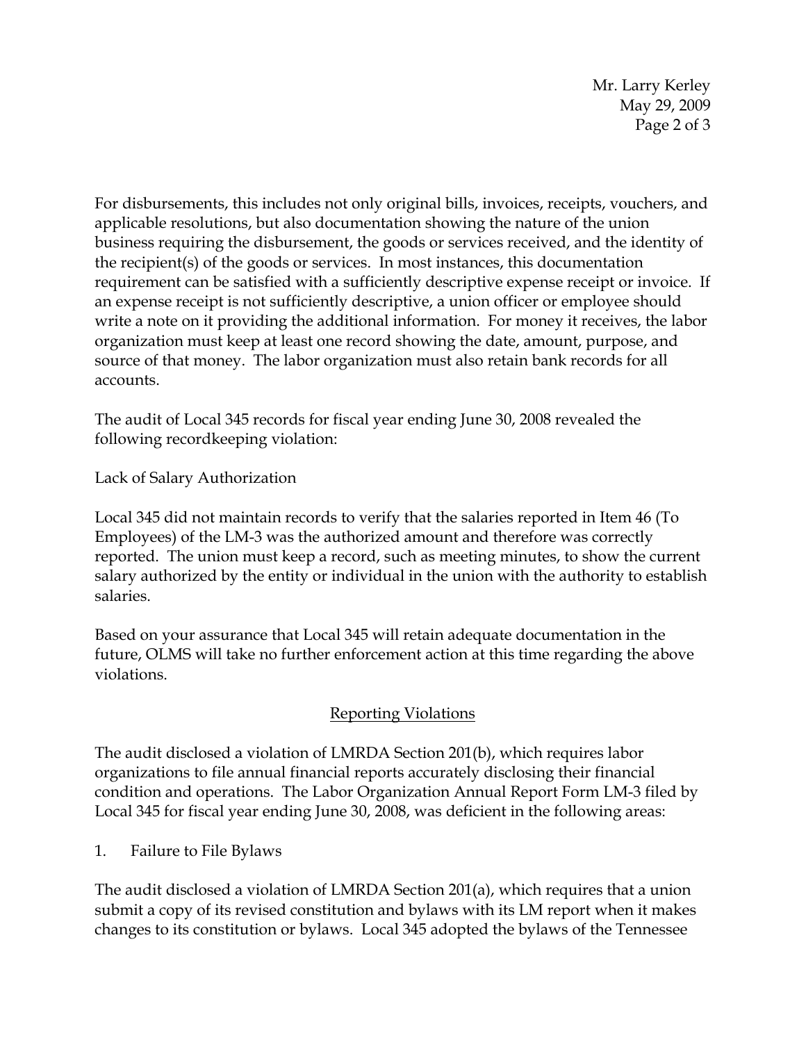For disbursements, this includes not only original bills, invoices, receipts, vouchers, and applicable resolutions, but also documentation showing the nature of the union business requiring the disbursement, the goods or services received, and the identity of the recipient(s) of the goods or services. In most instances, this documentation requirement can be satisfied with a sufficiently descriptive expense receipt or invoice. If an expense receipt is not sufficiently descriptive, a union officer or employee should write a note on it providing the additional information. For money it receives, the labor organization must keep at least one record showing the date, amount, purpose, and source of that money. The labor organization must also retain bank records for all accounts.

The audit of Local 345 records for fiscal year ending June 30, 2008 revealed the following recordkeeping violation:

Lack of Salary Authorization

Local 345 did not maintain records to verify that the salaries reported in Item 46 (To Employees) of the LM-3 was the authorized amount and therefore was correctly reported. The union must keep a record, such as meeting minutes, to show the current salary authorized by the entity or individual in the union with the authority to establish salaries.

Based on your assurance that Local 345 will retain adequate documentation in the future, OLMS will take no further enforcement action at this time regarding the above violations.

## Reporting Violations

The audit disclosed a violation of LMRDA Section 201(b), which requires labor organizations to file annual financial reports accurately disclosing their financial condition and operations. The Labor Organization Annual Report Form LM-3 filed by Local 345 for fiscal year ending June 30, 2008, was deficient in the following areas:

1. Failure to File Bylaws

The audit disclosed a violation of LMRDA Section 201(a), which requires that a union submit a copy of its revised constitution and bylaws with its LM report when it makes changes to its constitution or bylaws. Local 345 adopted the bylaws of the Tennessee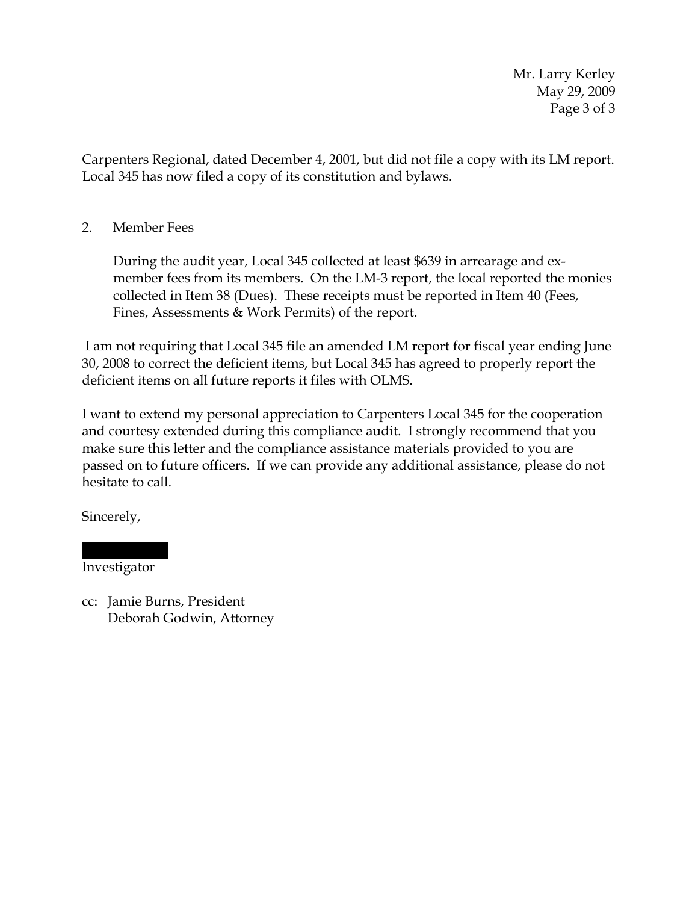Carpenters Regional, dated December 4, 2001, but did not file a copy with its LM report. Local 345 has now filed a copy of its constitution and bylaws.

2. Member Fees

   During the audit year, Local 345 collected at least $639 in arrearage and ex-member fees from its members. On the LM-3 report, the local reported the monies collected in Item 38 (Dues). These receipts must be reported in Item 40 (Fees, Fines, Assessments & Work Permits) of the report.

I am not requiring that Local 345 file an amended LM report for fiscal year ending June 30, 2008 to correct the deficient items, but Local 345 has agreed to properly report the deficient items on all future reports it files with OLMS.

I want to extend my personal appreciation to Carpenters Local 345 for the cooperation and courtesy extended during this compliance audit. I strongly recommend that you make sure this letter and the compliance assistance materials provided to you are passed on to future officers. If we can provide any additional assistance, please do not hesitate to call.

Sincerely,

Investigator

cc: Jamie Burns, President
    Deborah Godwin, Attorney